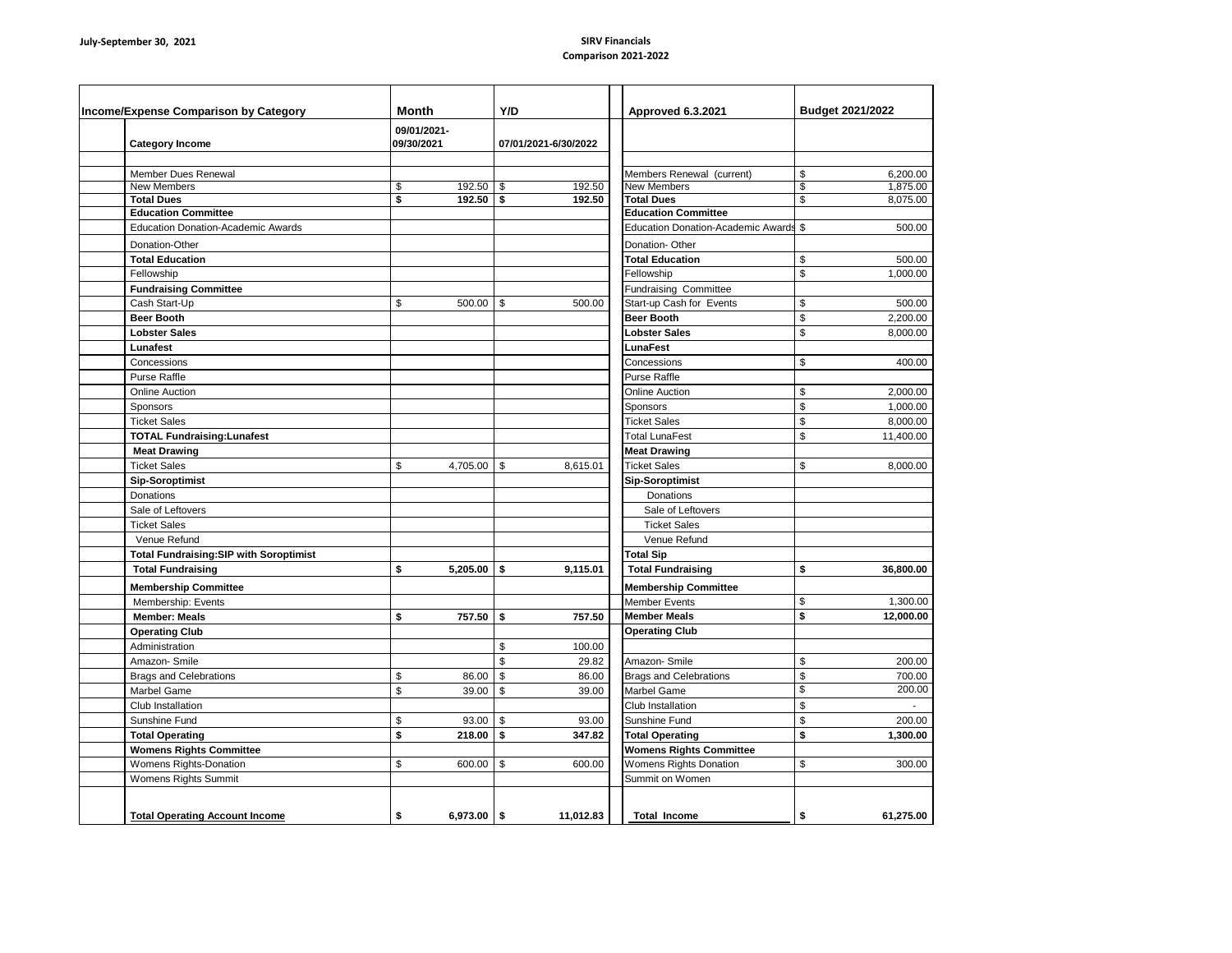July-September 30, 2021

**SIRV Financials**

**Comparison 2021-2022**

| Income/Expense Comparison by Category | Month | Y/D | Approved 6.3.2021 | Budget 2021/2022 |
|---|---|---|---|---|
| **Category Income** | 09/01/2021-09/30/2021 | 07/01/2021-6/30/2022 | | |
| Member Dues Renewal | | | Members Renewal (current) | $ 6,200.00 |
| New Members | $ 192.50 | $ 192.50 | New Members | $ 1,875.00 |
| **Total Dues** | **$ 192.50** | **$ 192.50** | **Total Dues** | $ 8,075.00 |
| **Education Committee** | | | **Education Committee** | |
| Education Donation-Academic Awards | | | Education Donation-Academic Awards | $ 500.00 |
| Donation-Other | | | Donation- Other | |
| **Total Education** | | | **Total Education** | $ 500.00 |
| Fellowship | | | Fellowship | $ 1,000.00 |
| **Fundraising Committee** | | | Fundraising Committee | |
| Cash Start-Up | $ 500.00 | $ 500.00 | Start-up Cash for Events | $ 500.00 |
| **Beer Booth** | | | **Beer Booth** | $ 2,200.00 |
| **Lobster Sales** | | | **Lobster Sales** | $ 8,000.00 |
| **Lunafest** | | | **LunaFest** | |
| Concessions | | | Concessions | $ 400.00 |
| Purse Raffle | | | Purse Raffle | |
| Online Auction | | | Online Auction | $ 2,000.00 |
| Sponsors | | | Sponsors | $ 1,000.00 |
| Ticket Sales | | | Ticket Sales | $ 8,000.00 |
| **TOTAL Fundraising:Lunafest** | | | Total LunaFest | $ 11,400.00 |
| **Meat Drawing** | | | **Meat Drawing** | |
| Ticket Sales | $ 4,705.00 | $ 8,615.01 | Ticket Sales | $ 8,000.00 |
| **Sip-Soroptimist** | | | **Sip-Soroptimist** | |
| Donations | | | Donations | |
| Sale of Leftovers | | | Sale of Leftovers | |
| Ticket Sales | | | Ticket Sales | |
| Venue Refund | | | Venue Refund | |
| **Total Fundraising:SIP with Soroptimist** | | | **Total Sip** | |
| **Total Fundraising** | **$ 5,205.00** | **$ 9,115.01** | **Total Fundraising** | **$ 36,800.00** |
| **Membership Committee** | | | **Membership Committee** | |
| Membership: Events | | | Member Events | $ 1,300.00 |
| **Member: Meals** | **$ 757.50** | **$ 757.50** | **Member Meals** | **$ 12,000.00** |
| **Operating Club** | | | **Operating Club** | |
| Administration | | $ 100.00 | | |
| Amazon- Smile | | $ 29.82 | Amazon- Smile | $ 200.00 |
| Brags and Celebrations | $ 86.00 | $ 86.00 | Brags and Celebrations | $ 700.00 |
| Marbel Game | $ 39.00 | $ 39.00 | Marbel Game | $ 200.00 |
| Club Installation | | | Club Installation | $ - |
| Sunshine Fund | $ 93.00 | $ 93.00 | Sunshine Fund | $ 200.00 |
| **Total Operating** | **$ 218.00** | **$ 347.82** | **Total Operating** | **$ 1,300.00** |
| **Womens Rights Committee** | | | **Womens Rights Committee** | |
| Womens Rights-Donation | $ 600.00 | $ 600.00 | Womens Rights Donation | $ 300.00 |
| Womens Rights Summit | | | Summit on Women | |
| **Total Operating Account Income** | **$ 6,973.00** | **$ 11,012.83** | **Total Income** | **$ 61,275.00** |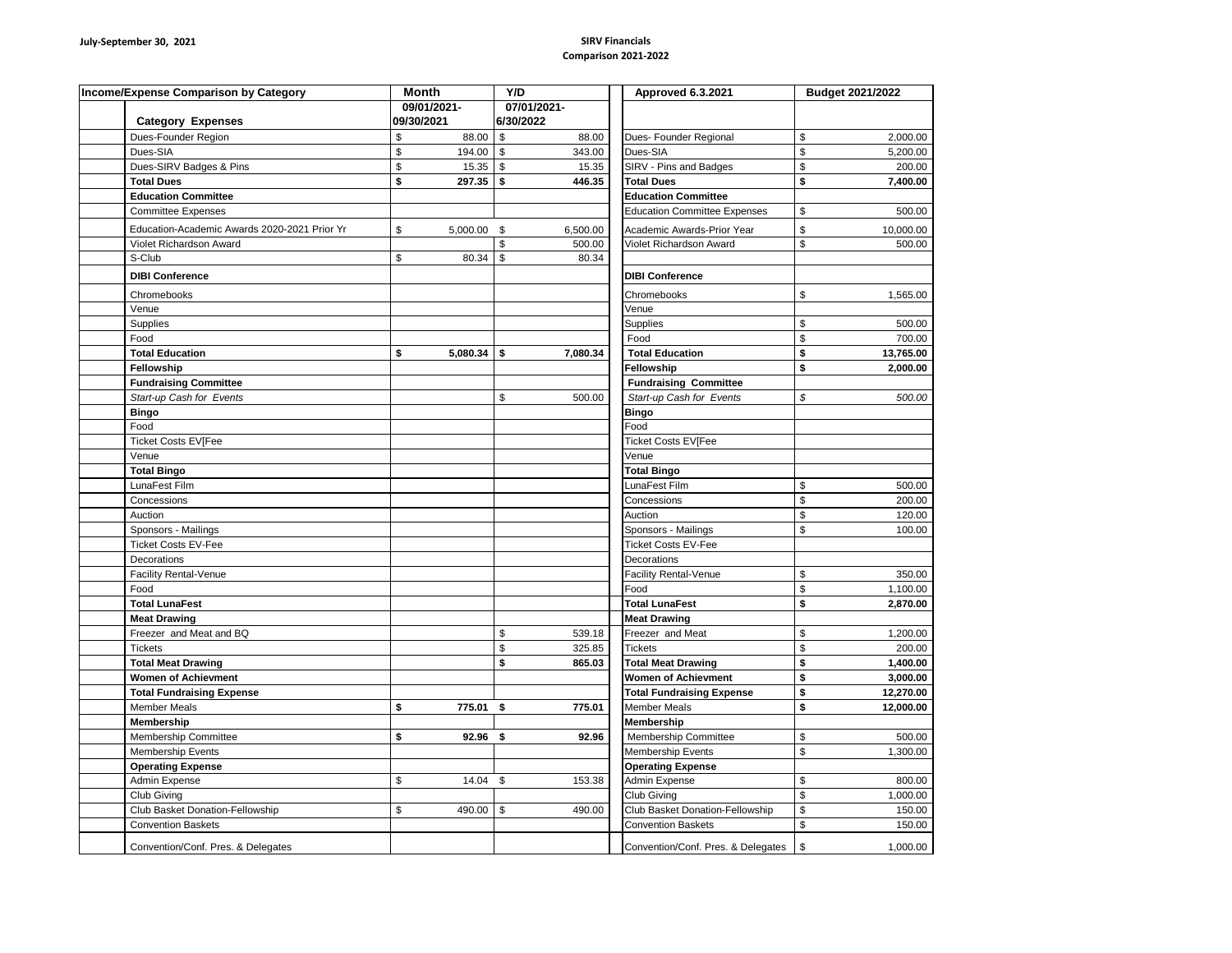July-September 30, 2021

**SIRV Financials**
**Comparison 2021-2022**

| Income/Expense Comparison by Category | Month | Y/D | Approved 6.3.2021 | Budget 2021/2022 |
|---|---|---|---|---|
| | 09/01/2021-09/30/2021 | 07/01/2021-6/30/2022 | | |
| **Category Expenses** | | | | |
| Dues-Founder Region | $ 88.00 | $ 88.00 | Dues- Founder Regional | $ 2,000.00 |
| Dues-SIA | $ 194.00 | $ 343.00 | Dues-SIA | $ 5,200.00 |
| Dues-SIRV Badges & Pins | $ 15.35 | $ 15.35 | SIRV - Pins and Badges | $ 200.00 |
| **Total Dues** | **$ 297.35** | **$ 446.35** | **Total Dues** | **$ 7,400.00** |
| **Education Committee** | | | **Education Committee** | |
| Committee Expenses | | | Education Committee Expenses | $ 500.00 |
| Education-Academic Awards 2020-2021 Prior Yr | $ 5,000.00 | $ 6,500.00 | Academic Awards-Prior Year | $ 10,000.00 |
| Violet Richardson Award | | $ 500.00 | Violet Richardson Award | $ 500.00 |
| S-Club | $ 80.34 | $ 80.34 | | |
| **DIBI Conference** | | | **DIBI Conference** | |
| Chromebooks | | | Chromebooks | $ 1,565.00 |
| Venue | | | Venue | |
| Supplies | | | Supplies | $ 500.00 |
| Food | | | Food | $ 700.00 |
| **Total Education** | **$ 5,080.34** | **$ 7,080.34** | **Total Education** | **$ 13,765.00** |
| **Fellowship** | | | **Fellowship** | **$ 2,000.00** |
| **Fundraising Committee** | | | **Fundraising Committee** | |
| *Start-up Cash for Events* | | $ 500.00 | *Start-up Cash for Events* | *$ 500.00* |
| **Bingo** | | | **Bingo** | |
| Food | | | Food | |
| Ticket Costs EV[Fee | | | Ticket Costs EV[Fee | |
| Venue | | | Venue | |
| **Total Bingo** | | | **Total Bingo** | |
| LunaFest Film | | | LunaFest Film | $ 500.00 |
| Concessions | | | Concessions | $ 200.00 |
| Auction | | | Auction | $ 120.00 |
| Sponsors - Mailings | | | Sponsors - Mailings | $ 100.00 |
| Ticket Costs EV-Fee | | | Ticket Costs EV-Fee | |
| Decorations | | | Decorations | |
| Facility Rental-Venue | | | Facility Rental-Venue | $ 350.00 |
| Food | | | Food | $ 1,100.00 |
| **Total LunaFest** | | | **Total LunaFest** | **$ 2,870.00** |
| **Meat Drawing** | | | **Meat Drawing** | |
| Freezer and Meat and BQ | | $ 539.18 | Freezer and Meat | $ 1,200.00 |
| Tickets | | $ 325.85 | Tickets | $ 200.00 |
| **Total Meat Drawing** | | **$ 865.03** | **Total Meat Drawing** | **$ 1,400.00** |
| **Women of Achievment** | | | **Women of Achievment** | **$ 3,000.00** |
| **Total Fundraising Expense** | | | **Total Fundraising Expense** | **$ 12,270.00** |
| Member Meals | **$ 775.01** | **$ 775.01** | Member Meals | **$ 12,000.00** |
| **Membership** | | | **Membership** | |
| Membership Committee | **$ 92.96** | **$ 92.96** | Membership Committee | $ 500.00 |
| Membership Events | | | Membership Events | $ 1,300.00 |
| **Operating Expense** | | | **Operating Expense** | |
| Admin Expense | $ 14.04 | $ 153.38 | Admin Expense | $ 800.00 |
| Club Giving | | | Club Giving | $ 1,000.00 |
| Club Basket Donation-Fellowship | $ 490.00 | $ 490.00 | Club Basket Donation-Fellowship | $ 150.00 |
| Convention Baskets | | | Convention Baskets | $ 150.00 |
| Convention/Conf. Pres. & Delegates | | | Convention/Conf. Pres. & Delegates | $ 1,000.00 |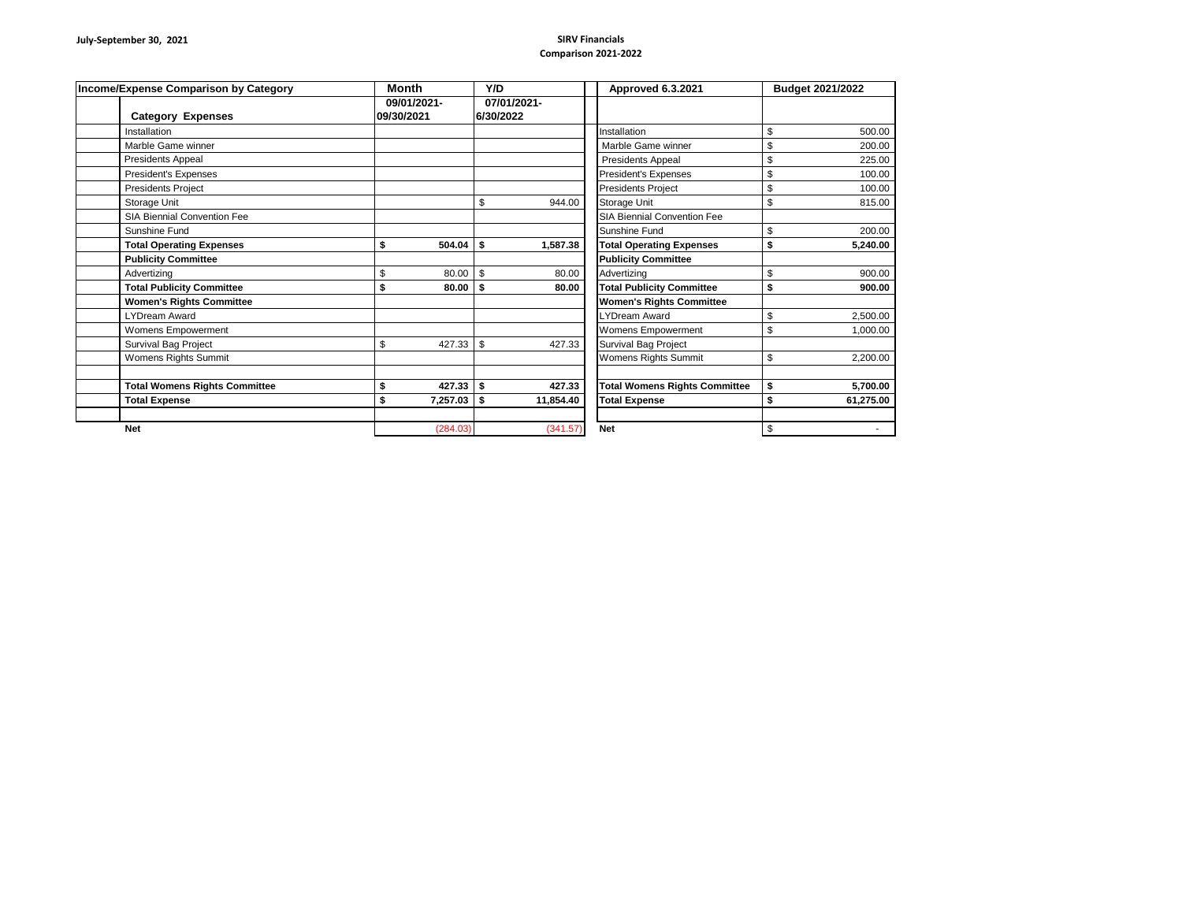July-September 30, 2021

**SIRV Financials**
**Comparison 2021-2022**

| Income/Expense Comparison by Category | Month | Y/D | | Approved 6.3.2021 | Budget 2021/2022 |
|---|---|---|---|---|---|
| **Category Expenses** | 09/01/2021- 09/30/2021 | 07/01/2021- 6/30/2022 | | | |
| Installation | | | | Installation | $ 500.00 |
| Marble Game winner | | | | Marble Game winner | $ 200.00 |
| Presidents Appeal | | | | Presidents Appeal | $ 225.00 |
| President's Expenses | | | | President's Expenses | $ 100.00 |
| Presidents Project | | | | Presidents Project | $ 100.00 |
| Storage Unit | | $ 944.00 | | Storage Unit | $ 815.00 |
| SIA Biennial Convention Fee | | | | SIA Biennial Convention Fee | |
| Sunshine Fund | | | | Sunshine Fund | $ 200.00 |
| **Total Operating Expenses** | **$ 504.04** | **$ 1,587.38** | | **Total Operating Expenses** | **$ 5,240.00** |
| **Publicity Committee** | | | | **Publicity Committee** | |
| Advertizing | $ 80.00 | $ 80.00 | | Advertizing | $ 900.00 |
| **Total Publicity Committee** | **$ 80.00** | **$ 80.00** | | **Total Publicity Committee** | **$ 900.00** |
| **Women's Rights Committee** | | | | **Women's Rights Committee** | |
| LYDream Award | | | | LYDream Award | $ 2,500.00 |
| Womens Empowerment | | | | Womens Empowerment | $ 1,000.00 |
| Survival Bag Project | $ 427.33 | $ 427.33 | | Survival Bag Project | |
| Womens Rights Summit | | | | Womens Rights Summit | $ 2,200.00 |
| | | | | | |
| **Total Womens Rights Committee** | **$ 427.33** | **$ 427.33** | | **Total Womens Rights Committee** | **$ 5,700.00** |
| **Total Expense** | **$ 7,257.03** | **$ 11,854.40** | | **Total Expense** | **$ 61,275.00** |
| | | | | | |
| **Net** | (284.03) | (341.57) | | **Net** | $ - |